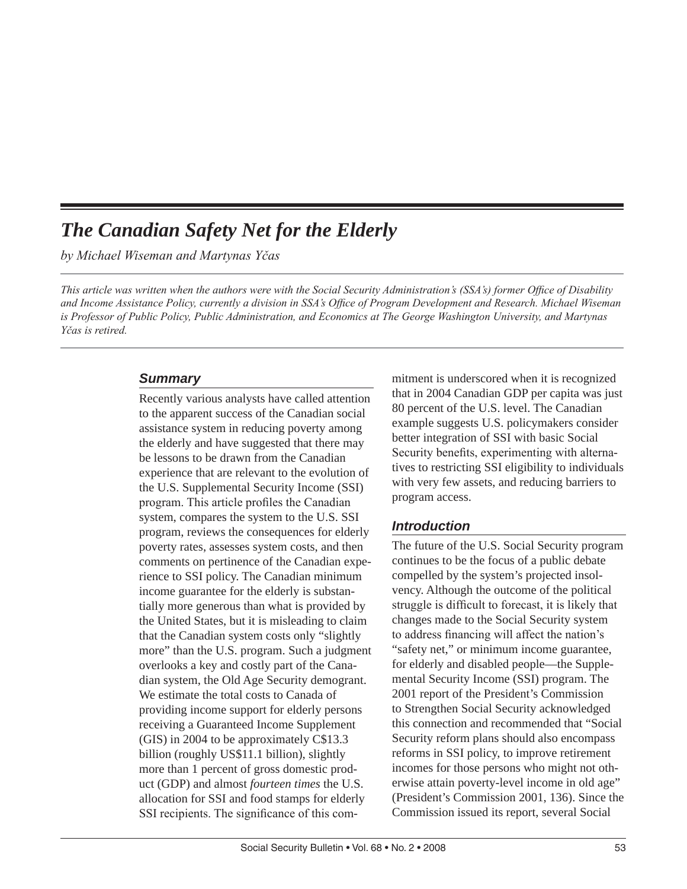# *The Canadian Safety Net for the Elderly*

*by Michael Wiseman and Martynas Yčas*

*This article was written when the authors were with the Social Security Administration's (SSA's) former Office of Disability and Income Assistance Policy, currently a division in SSA's Office of Program Development and Research. Michael Wiseman is Professor of Public Policy, Public Administration, and Economics at The George Washington University, and Martynas Yčas is retired.*

## Summary

Recently various analysts have called attention to the apparent success of the Canadian social assistance system in reducing poverty among the elderly and have suggested that there may be lessons to be drawn from the Canadian experience that are relevant to the evolution of the U.S. Supplemental Security Income (SSI) program. This article profiles the Canadian system, compares the system to the U.S. SSI program, reviews the consequences for elderly poverty rates, assesses system costs, and then comments on pertinence of the Canadian experience to SSI policy. The Canadian minimum income guarantee for the elderly is substantially more generous than what is provided by the United States, but it is misleading to claim that the Canadian system costs only "slightly more" than the U.S. program. Such a judgment overlooks a key and costly part of the Canadian system, the Old Age Security demogrant. We estimate the total costs to Canada of providing income support for elderly persons receiving a Guaranteed Income Supplement (GIS) in 2004 to be approximately C$13.3 billion (roughly US$11.1 billion), slightly more than 1 percent of gross domestic product (GDP) and almost *fourteen times* the U.S. allocation for SSI and food stamps for elderly SSI recipients. The significance of this commitment is underscored when it is recognized that in 2004 Canadian GDP per capita was just 80 percent of the U.S. level. The Canadian example suggests U.S. policymakers consider better integration of SSI with basic Social Security benefits, experimenting with alternatives to restricting SSI eligibility to individuals with very few assets, and reducing barriers to program access.

## Introduction

The future of the U.S. Social Security program continues to be the focus of a public debate compelled by the system's projected insolvency. Although the outcome of the political struggle is difficult to forecast, it is likely that changes made to the Social Security system to address financing will affect the nation's "safety net," or minimum income guarantee, for elderly and disabled people—the Supplemental Security Income (SSI) program. The 2001 report of the President's Commission to Strengthen Social Security acknowledged this connection and recommended that "Social Security reform plans should also encompass reforms in SSI policy, to improve retirement incomes for those persons who might not otherwise attain poverty-level income in old age" (President's Commission 2001, 136). Since the Commission issued its report, several Social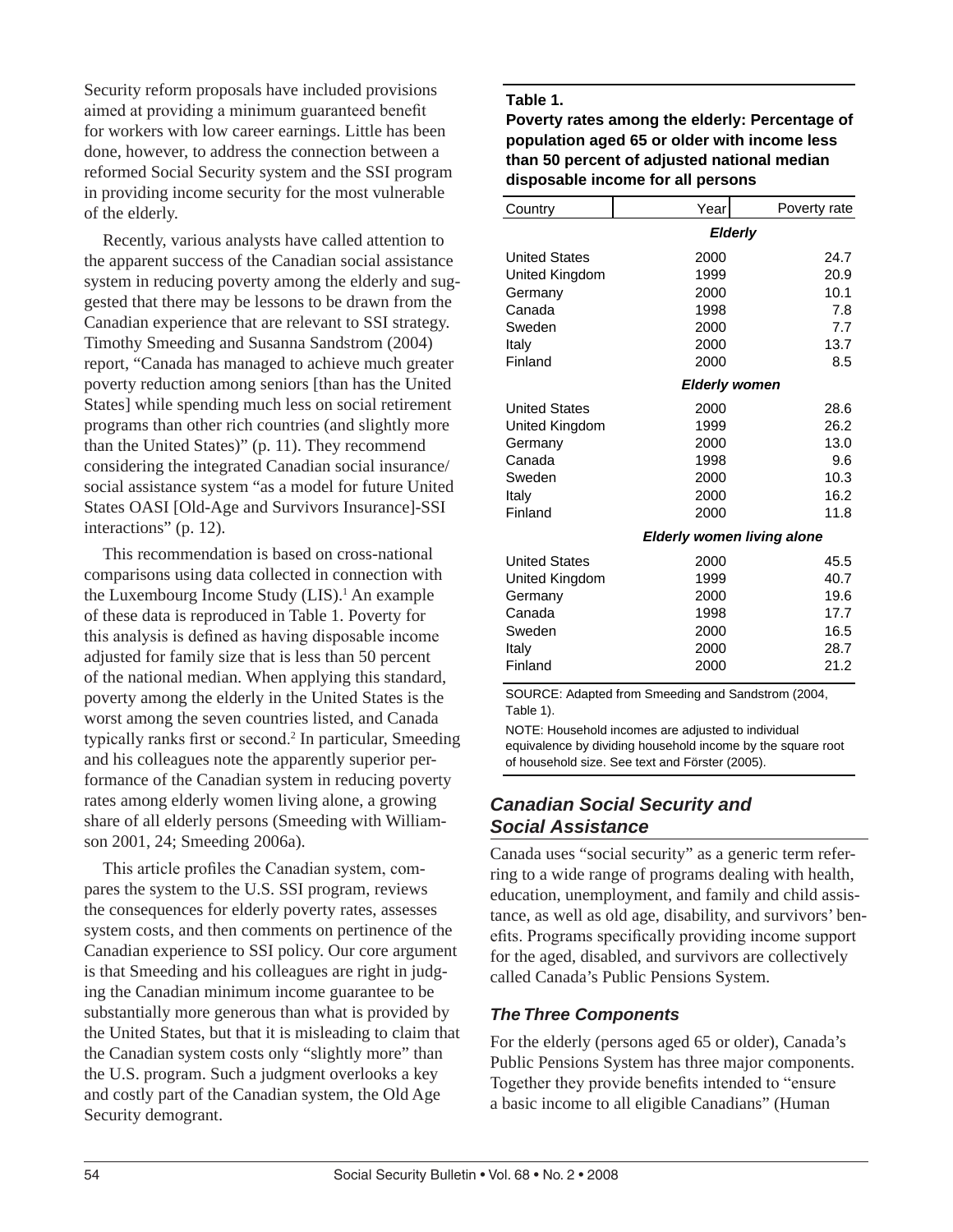Security reform proposals have included provisions aimed at providing a minimum guaranteed benefit for workers with low career earnings. Little has been done, however, to address the connection between a reformed Social Security system and the SSI program in providing income security for the most vulnerable of the elderly.

Recently, various analysts have called attention to the apparent success of the Canadian social assistance system in reducing poverty among the elderly and suggested that there may be lessons to be drawn from the Canadian experience that are relevant to SSI strategy. Timothy Smeeding and Susanna Sandstrom (2004) report, "Canada has managed to achieve much greater poverty reduction among seniors [than has the United States] while spending much less on social retirement programs than other rich countries (and slightly more than the United States)" (p. 11). They recommend considering the integrated Canadian social insurance/social assistance system "as a model for future United States OASI [Old-Age and Survivors Insurance]-SSI interactions" (p. 12).

This recommendation is based on cross-national comparisons using data collected in connection with the Luxembourg Income Study (LIS).[1] An example of these data is reproduced in Table 1. Poverty for this analysis is defined as having disposable income adjusted for family size that is less than 50 percent of the national median. When applying this standard, poverty among the elderly in the United States is the worst among the seven countries listed, and Canada typically ranks first or second.[2] In particular, Smeeding and his colleagues note the apparently superior performance of the Canadian system in reducing poverty rates among elderly women living alone, a growing share of all elderly persons (Smeeding with Williamson 2001, 24; Smeeding 2006a).

This article profiles the Canadian system, compares the system to the U.S. SSI program, reviews the consequences for elderly poverty rates, assesses system costs, and then comments on pertinence of the Canadian experience to SSI policy. Our core argument is that Smeeding and his colleagues are right in judging the Canadian minimum income guarantee to be substantially more generous than what is provided by the United States, but that it is misleading to claim that the Canadian system costs only "slightly more" than the U.S. program. Such a judgment overlooks a key and costly part of the Canadian system, the Old Age Security demogrant.

**Table 1.**
**Poverty rates among the elderly: Percentage of population aged 65 or older with income less than 50 percent of adjusted national median disposable income for all persons**

| Country | Year | Poverty rate |
|---|---|---|
| | *Elderly* | |
| United States | 2000 | 24.7 |
| United Kingdom | 1999 | 20.9 |
| Germany | 2000 | 10.1 |
| Canada | 1998 | 7.8 |
| Sweden | 2000 | 7.7 |
| Italy | 2000 | 13.7 |
| Finland | 2000 | 8.5 |
| | *Elderly women* | |
| United States | 2000 | 28.6 |
| United Kingdom | 1999 | 26.2 |
| Germany | 2000 | 13.0 |
| Canada | 1998 | 9.6 |
| Sweden | 2000 | 10.3 |
| Italy | 2000 | 16.2 |
| Finland | 2000 | 11.8 |
| | *Elderly women living alone* | |
| United States | 2000 | 45.5 |
| United Kingdom | 1999 | 40.7 |
| Germany | 2000 | 19.6 |
| Canada | 1998 | 17.7 |
| Sweden | 2000 | 16.5 |
| Italy | 2000 | 28.7 |
| Finland | 2000 | 21.2 |

SOURCE: Adapted from Smeeding and Sandstrom (2004, Table 1).

NOTE: Household incomes are adjusted to individual equivalence by dividing household income by the square root of household size. See text and Förster (2005).

## Canadian Social Security and Social Assistance

Canada uses "social security" as a generic term referring to a wide range of programs dealing with health, education, unemployment, and family and child assistance, as well as old age, disability, and survivors' benefits. Programs specifically providing income support for the aged, disabled, and survivors are collectively called Canada's Public Pensions System.

### *The Three Components*

For the elderly (persons aged 65 or older), Canada's Public Pensions System has three major components. Together they provide benefits intended to "ensure a basic income to all eligible Canadians" (Human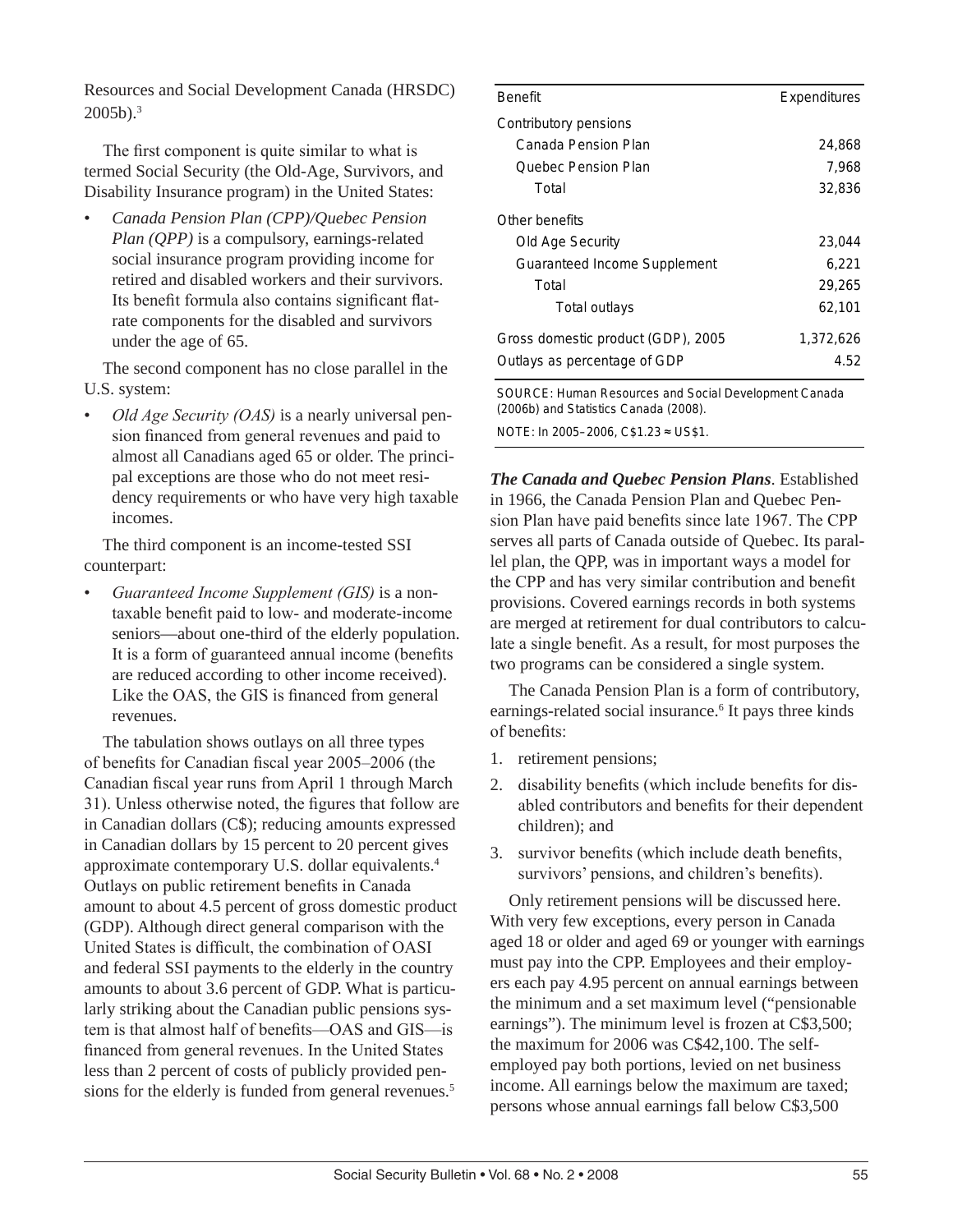Resources and Social Development Canada (HRSDC) 2005b).[3]

The first component is quite similar to what is termed Social Security (the Old-Age, Survivors, and Disability Insurance program) in the United States:

- *Canada Pension Plan (CPP)/Quebec Pension Plan (QPP)* is a compulsory, earnings-related social insurance program providing income for retired and disabled workers and their survivors. Its benefit formula also contains significant flat-rate components for the disabled and survivors under the age of 65.

The second component has no close parallel in the U.S. system:

- *Old Age Security (OAS)* is a nearly universal pension financed from general revenues and paid to almost all Canadians aged 65 or older. The principal exceptions are those who do not meet residency requirements or who have very high taxable incomes.

The third component is an income-tested SSI counterpart:

- *Guaranteed Income Supplement (GIS)* is a nontaxable benefit paid to low- and moderate-income seniors—about one-third of the elderly population. It is a form of guaranteed annual income (benefits are reduced according to other income received). Like the OAS, the GIS is financed from general revenues.

The tabulation shows outlays on all three types of benefits for Canadian fiscal year 2005–2006 (the Canadian fiscal year runs from April 1 through March 31). Unless otherwise noted, the figures that follow are in Canadian dollars (C$); reducing amounts expressed in Canadian dollars by 15 percent to 20 percent gives approximate contemporary U.S. dollar equivalents.[4] Outlays on public retirement benefits in Canada amount to about 4.5 percent of gross domestic product (GDP). Although direct general comparison with the United States is difficult, the combination of OASI and federal SSI payments to the elderly in the country amounts to about 3.6 percent of GDP. What is particularly striking about the Canadian public pensions system is that almost half of benefits—OAS and GIS—is financed from general revenues. In the United States less than 2 percent of costs of publicly provided pensions for the elderly is funded from general revenues.[5]

| Benefit | Expenditures |
|---|---|
| Contributory pensions | |
| Canada Pension Plan | 24,868 |
| Quebec Pension Plan | 7,968 |
| Total | 32,836 |
| Other benefits | |
| Old Age Security | 23,044 |
| Guaranteed Income Supplement | 6,221 |
| Total | 29,265 |
| Total outlays | 62,101 |
| Gross domestic product (GDP), 2005 | 1,372,626 |
| Outlays as percentage of GDP | 4.52 |

SOURCE: Human Resources and Social Development Canada (2006b) and Statistics Canada (2008).

NOTE: In 2005–2006, C$1.23 ≈ US$1.

***The Canada and Quebec Pension Plans***. Established in 1966, the Canada Pension Plan and Quebec Pension Plan have paid benefits since late 1967. The CPP serves all parts of Canada outside of Quebec. Its parallel plan, the QPP, was in important ways a model for the CPP and has very similar contribution and benefit provisions. Covered earnings records in both systems are merged at retirement for dual contributors to calculate a single benefit. As a result, for most purposes the two programs can be considered a single system.

The Canada Pension Plan is a form of contributory, earnings-related social insurance.[6] It pays three kinds of benefits:

1. retirement pensions;
2. disability benefits (which include benefits for disabled contributors and benefits for their dependent children); and
3. survivor benefits (which include death benefits, survivors' pensions, and children's benefits).

Only retirement pensions will be discussed here. With very few exceptions, every person in Canada aged 18 or older and aged 69 or younger with earnings must pay into the CPP. Employees and their employers each pay 4.95 percent on annual earnings between the minimum and a set maximum level ("pensionable earnings"). The minimum level is frozen at C$3,500; the maximum for 2006 was C$42,100. The self-employed pay both portions, levied on net business income. All earnings below the maximum are taxed; persons whose annual earnings fall below C$3,500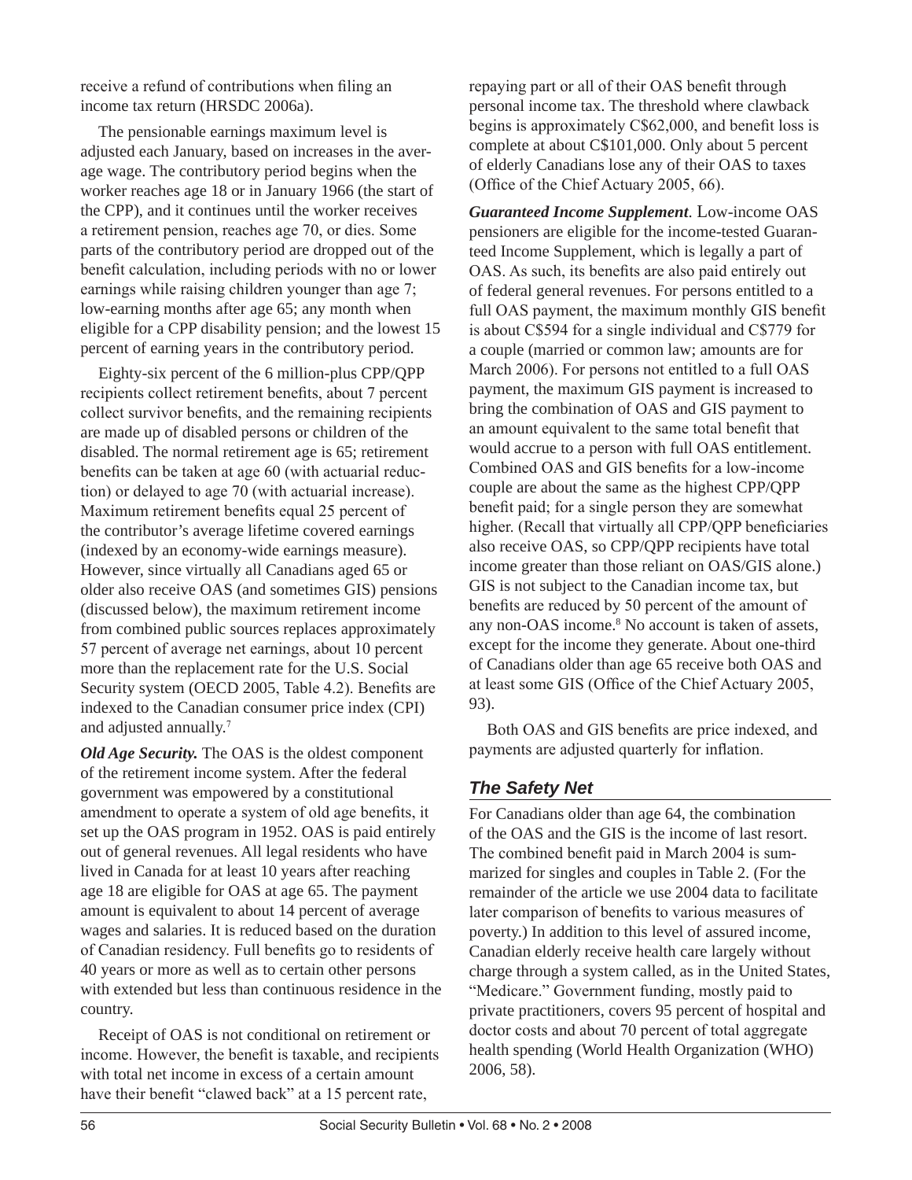receive a refund of contributions when filing an income tax return (HRSDC 2006a).

The pensionable earnings maximum level is adjusted each January, based on increases in the average wage. The contributory period begins when the worker reaches age 18 or in January 1966 (the start of the CPP), and it continues until the worker receives a retirement pension, reaches age 70, or dies. Some parts of the contributory period are dropped out of the benefit calculation, including periods with no or lower earnings while raising children younger than age 7; low-earning months after age 65; any month when eligible for a CPP disability pension; and the lowest 15 percent of earning years in the contributory period.

Eighty-six percent of the 6 million-plus CPP/QPP recipients collect retirement benefits, about 7 percent collect survivor benefits, and the remaining recipients are made up of disabled persons or children of the disabled. The normal retirement age is 65; retirement benefits can be taken at age 60 (with actuarial reduction) or delayed to age 70 (with actuarial increase). Maximum retirement benefits equal 25 percent of the contributor's average lifetime covered earnings (indexed by an economy-wide earnings measure). However, since virtually all Canadians aged 65 or older also receive OAS (and sometimes GIS) pensions (discussed below), the maximum retirement income from combined public sources replaces approximately 57 percent of average net earnings, about 10 percent more than the replacement rate for the U.S. Social Security system (OECD 2005, Table 4.2). Benefits are indexed to the Canadian consumer price index (CPI) and adjusted annually.[7]

***Old Age Security.*** The OAS is the oldest component of the retirement income system. After the federal government was empowered by a constitutional amendment to operate a system of old age benefits, it set up the OAS program in 1952. OAS is paid entirely out of general revenues. All legal residents who have lived in Canada for at least 10 years after reaching age 18 are eligible for OAS at age 65. The payment amount is equivalent to about 14 percent of average wages and salaries. It is reduced based on the duration of Canadian residency. Full benefits go to residents of 40 years or more as well as to certain other persons with extended but less than continuous residence in the country.

Receipt of OAS is not conditional on retirement or income. However, the benefit is taxable, and recipients with total net income in excess of a certain amount have their benefit "clawed back" at a 15 percent rate, repaying part or all of their OAS benefit through personal income tax. The threshold where clawback begins is approximately C$62,000, and benefit loss is complete at about C$101,000. Only about 5 percent of elderly Canadians lose any of their OAS to taxes (Office of the Chief Actuary 2005, 66).

***Guaranteed Income Supplement.*** Low-income OAS pensioners are eligible for the income-tested Guaranteed Income Supplement, which is legally a part of OAS. As such, its benefits are also paid entirely out of federal general revenues. For persons entitled to a full OAS payment, the maximum monthly GIS benefit is about C$594 for a single individual and C$779 for a couple (married or common law; amounts are for March 2006). For persons not entitled to a full OAS payment, the maximum GIS payment is increased to bring the combination of OAS and GIS payment to an amount equivalent to the same total benefit that would accrue to a person with full OAS entitlement. Combined OAS and GIS benefits for a low-income couple are about the same as the highest CPP/QPP benefit paid; for a single person they are somewhat higher. (Recall that virtually all CPP/QPP beneficiaries also receive OAS, so CPP/QPP recipients have total income greater than those reliant on OAS/GIS alone.) GIS is not subject to the Canadian income tax, but benefits are reduced by 50 percent of the amount of any non-OAS income.[8] No account is taken of assets, except for the income they generate. About one-third of Canadians older than age 65 receive both OAS and at least some GIS (Office of the Chief Actuary 2005, 93).

Both OAS and GIS benefits are price indexed, and payments are adjusted quarterly for inflation.

## *The Safety Net*

For Canadians older than age 64, the combination of the OAS and the GIS is the income of last resort. The combined benefit paid in March 2004 is summarized for singles and couples in Table 2. (For the remainder of the article we use 2004 data to facilitate later comparison of benefits to various measures of poverty.) In addition to this level of assured income, Canadian elderly receive health care largely without charge through a system called, as in the United States, "Medicare." Government funding, mostly paid to private practitioners, covers 95 percent of hospital and doctor costs and about 70 percent of total aggregate health spending (World Health Organization (WHO) 2006, 58).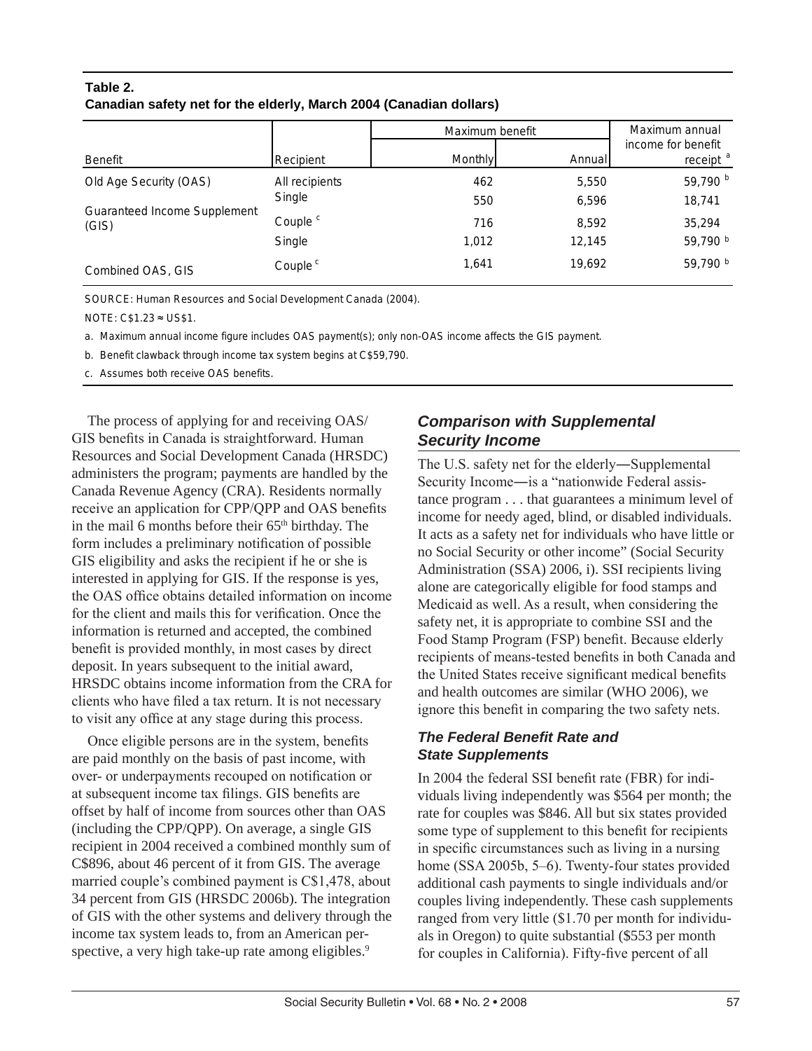**Table 2.**
**Canadian safety net for the elderly, March 2004 (Canadian dollars)**

| Benefit | Recipient | Maximum benefit | | Maximum annual income for benefit receipt [a] |
|---|---|---|---|---|
| | | Monthly | Annual | |
| Old Age Security (OAS) | All recipients | 462 | 5,550 | 59,790 [b] |
| Guaranteed Income Supplement (GIS) | Single | 550 | 6,596 | 18,741 |
| | Couple [c] | 716 | 8,592 | 35,294 |
| Combined OAS, GIS | Single | 1,012 | 12,145 | 59,790 [b] |
| | Couple [c] | 1,641 | 19,692 | 59,790 [b] |

SOURCE: Human Resources and Social Development Canada (2004).

NOTE: C$1.23 ≈ US$1.

a. Maximum annual income figure includes OAS payment(s); only non-OAS income affects the GIS payment.

b. Benefit clawback through income tax system begins at C$59,790.

c. Assumes both receive OAS benefits.

The process of applying for and receiving OAS/GIS benefits in Canada is straightforward. Human Resources and Social Development Canada (HRSDC) administers the program; payments are handled by the Canada Revenue Agency (CRA). Residents normally receive an application for CPP/QPP and OAS benefits in the mail 6 months before their 65th birthday. The form includes a preliminary notification of possible GIS eligibility and asks the recipient if he or she is interested in applying for GIS. If the response is yes, the OAS office obtains detailed information on income for the client and mails this for verification. Once the information is returned and accepted, the combined benefit is provided monthly, in most cases by direct deposit. In years subsequent to the initial award, HRSDC obtains income information from the CRA for clients who have filed a tax return. It is not necessary to visit any office at any stage during this process.

Once eligible persons are in the system, benefits are paid monthly on the basis of past income, with over- or underpayments recouped on notification or at subsequent income tax filings. GIS benefits are offset by half of income from sources other than OAS (including the CPP/QPP). On average, a single GIS recipient in 2004 received a combined monthly sum of C$896, about 46 percent of it from GIS. The average married couple's combined payment is C$1,478, about 34 percent from GIS (HRSDC 2006b). The integration of GIS with the other systems and delivery through the income tax system leads to, from an American perspective, a very high take-up rate among eligibles.[9]

## Comparison with Supplemental Security Income

The U.S. safety net for the elderly—Supplemental Security Income—is a "nationwide Federal assistance program . . . that guarantees a minimum level of income for needy aged, blind, or disabled individuals. It acts as a safety net for individuals who have little or no Social Security or other income" (Social Security Administration (SSA) 2006, i). SSI recipients living alone are categorically eligible for food stamps and Medicaid as well. As a result, when considering the safety net, it is appropriate to combine SSI and the Food Stamp Program (FSP) benefit. Because elderly recipients of means-tested benefits in both Canada and the United States receive significant medical benefits and health outcomes are similar (WHO 2006), we ignore this benefit in comparing the two safety nets.

### The Federal Benefit Rate and State Supplements

In 2004 the federal SSI benefit rate (FBR) for individuals living independently was $564 per month; the rate for couples was $846. All but six states provided some type of supplement to this benefit for recipients in specific circumstances such as living in a nursing home (SSA 2005b, 5–6). Twenty-four states provided additional cash payments to single individuals and/or couples living independently. These cash supplements ranged from very little ($1.70 per month for individuals in Oregon) to quite substantial ($553 per month for couples in California). Fifty-five percent of all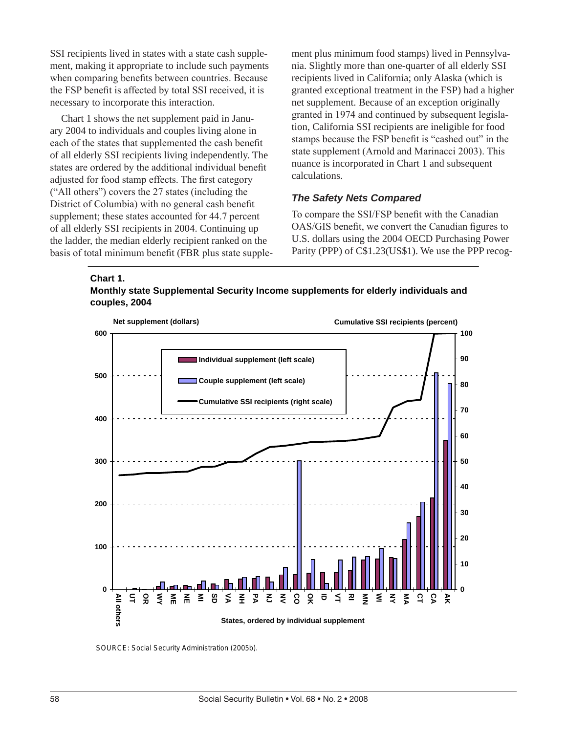SSI recipients lived in states with a state cash supplement, making it appropriate to include such payments when comparing benefits between countries. Because the FSP benefit is affected by total SSI received, it is necessary to incorporate this interaction.

Chart 1 shows the net supplement paid in January 2004 to individuals and couples living alone in each of the states that supplemented the cash benefit of all elderly SSI recipients living independently. The states are ordered by the additional individual benefit adjusted for food stamp effects. The first category ("All others") covers the 27 states (including the District of Columbia) with no general cash benefit supplement; these states accounted for 44.7 percent of all elderly SSI recipients in 2004. Continuing up the ladder, the median elderly recipient ranked on the basis of total minimum benefit (FBR plus state supplement plus minimum food stamps) lived in Pennsylvania. Slightly more than one-quarter of all elderly SSI recipients lived in California; only Alaska (which is granted exceptional treatment in the FSP) had a higher net supplement. Because of an exception originally granted in 1974 and continued by subsequent legislation, California SSI recipients are ineligible for food stamps because the FSP benefit is "cashed out" in the state supplement (Arnold and Marinacci 2003). This nuance is incorporated in Chart 1 and subsequent calculations.

### *The Safety Nets Compared*

To compare the SSI/FSP benefit with the Canadian OAS/GIS benefit, we convert the Canadian figures to U.S. dollars using the 2004 OECD Purchasing Power Parity (PPP) of C$1.23(US$1). We use the PPP recog-

**Chart 1.**
**Monthly state Supplemental Security Income supplements for elderly individuals and couples, 2004**

SOURCE: Social Security Administration (2005b).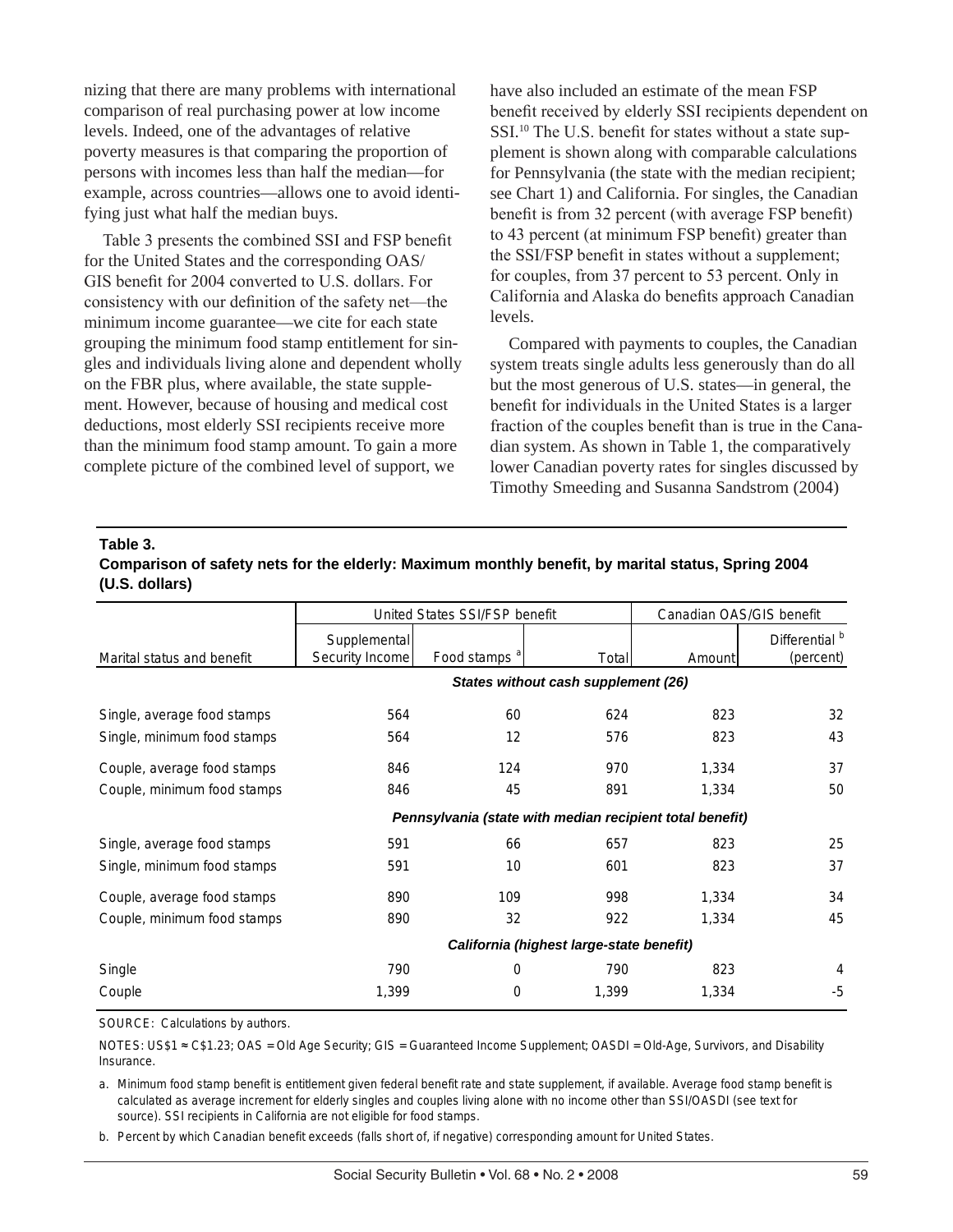nizing that there are many problems with international comparison of real purchasing power at low income levels. Indeed, one of the advantages of relative poverty measures is that comparing the proportion of persons with incomes less than half the median—for example, across countries—allows one to avoid identifying just what half the median buys.

Table 3 presents the combined SSI and FSP benefit for the United States and the corresponding OAS/GIS benefit for 2004 converted to U.S. dollars. For consistency with our definition of the safety net—the minimum income guarantee—we cite for each state grouping the minimum food stamp entitlement for singles and individuals living alone and dependent wholly on the FBR plus, where available, the state supplement. However, because of housing and medical cost deductions, most elderly SSI recipients receive more than the minimum food stamp amount. To gain a more complete picture of the combined level of support, we have also included an estimate of the mean FSP benefit received by elderly SSI recipients dependent on SSI.[10] The U.S. benefit for states without a state supplement is shown along with comparable calculations for Pennsylvania (the state with the median recipient; see Chart 1) and California. For singles, the Canadian benefit is from 32 percent (with average FSP benefit) to 43 percent (at minimum FSP benefit) greater than the SSI/FSP benefit in states without a supplement; for couples, from 37 percent to 53 percent. Only in California and Alaska do benefits approach Canadian levels.

Compared with payments to couples, the Canadian system treats single adults less generously than do all but the most generous of U.S. states—in general, the benefit for individuals in the United States is a larger fraction of the couples benefit than is true in the Canadian system. As shown in Table 1, the comparatively lower Canadian poverty rates for singles discussed by Timothy Smeeding and Susanna Sandstrom (2004)

**Table 3.**
**Comparison of safety nets for the elderly: Maximum monthly benefit, by marital status, Spring 2004 (U.S. dollars)**

| Marital status and benefit | United States SSI/FSP benefit | | | Canadian OAS/GIS benefit | |
|---|---|---|---|---|---|
| | Supplemental Security Income | Food stamps [a] | Total | Amount | Differential [b] (percent) |
| | | | ***States without cash supplement (26)*** | | |
| Single, average food stamps | 564 | 60 | 624 | 823 | 32 |
| Single, minimum food stamps | 564 | 12 | 576 | 823 | 43 |
| Couple, average food stamps | 846 | 124 | 970 | 1,334 | 37 |
| Couple, minimum food stamps | 846 | 45 | 891 | 1,334 | 50 |
| | | | ***Pennsylvania (state with median recipient total benefit)*** | | |
| Single, average food stamps | 591 | 66 | 657 | 823 | 25 |
| Single, minimum food stamps | 591 | 10 | 601 | 823 | 37 |
| Couple, average food stamps | 890 | 109 | 998 | 1,334 | 34 |
| Couple, minimum food stamps | 890 | 32 | 922 | 1,334 | 45 |
| | | | ***California (highest large-state benefit)*** | | |
| Single | 790 | 0 | 790 | 823 | 4 |
| Couple | 1,399 | 0 | 1,399 | 1,334 | -5 |

SOURCE: Calculations by authors.

NOTES: US$1 ≈ C$1.23; OAS = Old Age Security; GIS = Guaranteed Income Supplement; OASDI = Old-Age, Survivors, and Disability Insurance.

a. Minimum food stamp benefit is entitlement given federal benefit rate and state supplement, if available. Average food stamp benefit is calculated as average increment for elderly singles and couples living alone with no income other than SSI/OASDI (see text for source). SSI recipients in California are not eligible for food stamps.

b. Percent by which Canadian benefit exceeds (falls short of, if negative) corresponding amount for United States.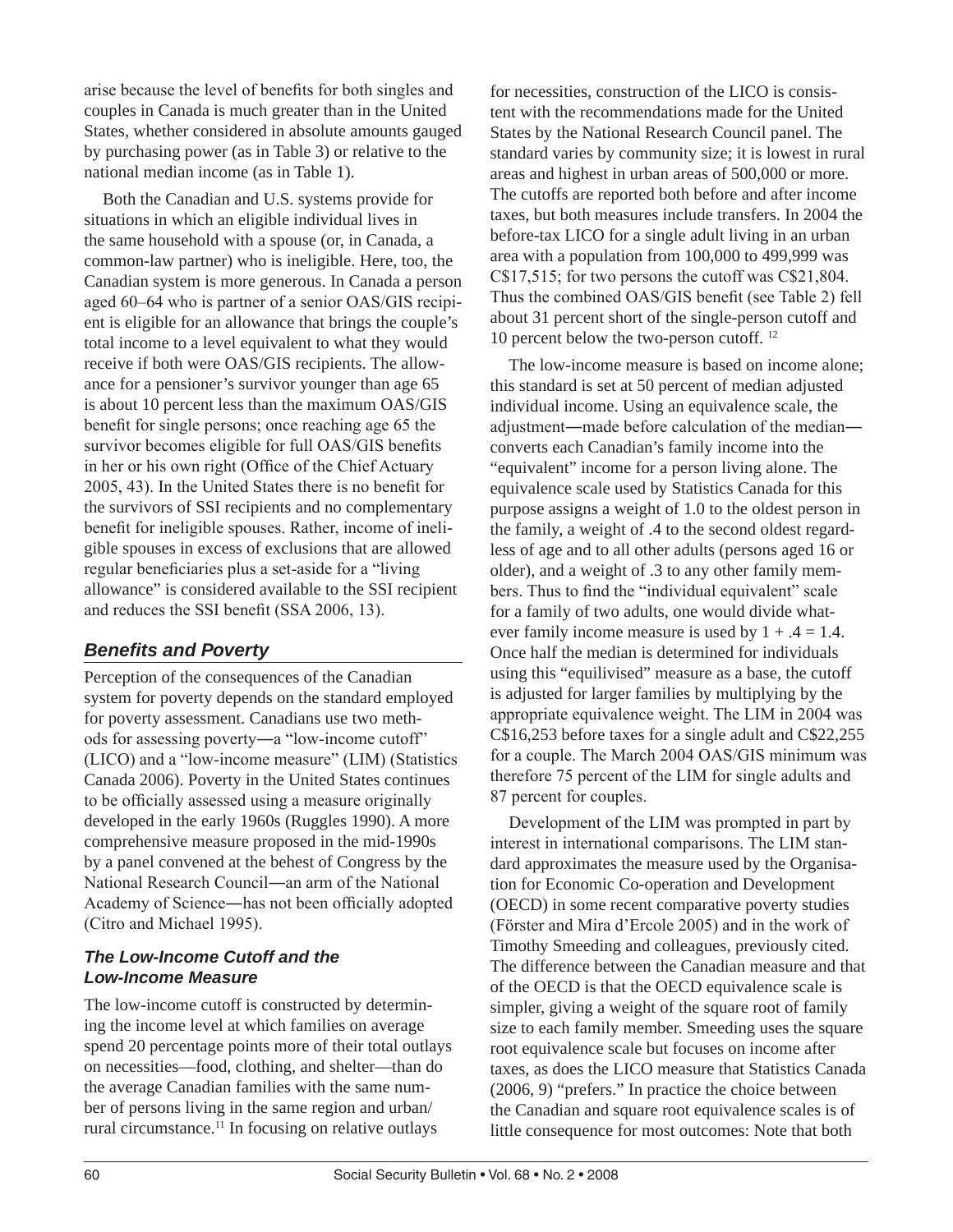arise because the level of benefits for both singles and couples in Canada is much greater than in the United States, whether considered in absolute amounts gauged by purchasing power (as in Table 3) or relative to the national median income (as in Table 1).

Both the Canadian and U.S. systems provide for situations in which an eligible individual lives in the same household with a spouse (or, in Canada, a common-law partner) who is ineligible. Here, too, the Canadian system is more generous. In Canada a person aged 60–64 who is partner of a senior OAS/GIS recipient is eligible for an allowance that brings the couple's total income to a level equivalent to what they would receive if both were OAS/GIS recipients. The allowance for a pensioner's survivor younger than age 65 is about 10 percent less than the maximum OAS/GIS benefit for single persons; once reaching age 65 the survivor becomes eligible for full OAS/GIS benefits in her or his own right (Office of the Chief Actuary 2005, 43). In the United States there is no benefit for the survivors of SSI recipients and no complementary benefit for ineligible spouses. Rather, income of ineligible spouses in excess of exclusions that are allowed regular beneficiaries plus a set-aside for a "living allowance" is considered available to the SSI recipient and reduces the SSI benefit (SSA 2006, 13).

## Benefits and Poverty

Perception of the consequences of the Canadian system for poverty depends on the standard employed for poverty assessment. Canadians use two methods for assessing poverty—a "low-income cutoff" (LICO) and a "low-income measure" (LIM) (Statistics Canada 2006). Poverty in the United States continues to be officially assessed using a measure originally developed in the early 1960s (Ruggles 1990). A more comprehensive measure proposed in the mid-1990s by a panel convened at the behest of Congress by the National Research Council—an arm of the National Academy of Science—has not been officially adopted (Citro and Michael 1995).

### The Low-Income Cutoff and the Low-Income Measure

The low-income cutoff is constructed by determining the income level at which families on average spend 20 percentage points more of their total outlays on necessities—food, clothing, and shelter—than do the average Canadian families with the same number of persons living in the same region and urban/rural circumstance.[11] In focusing on relative outlays for necessities, construction of the LICO is consistent with the recommendations made for the United States by the National Research Council panel. The standard varies by community size; it is lowest in rural areas and highest in urban areas of 500,000 or more. The cutoffs are reported both before and after income taxes, but both measures include transfers. In 2004 the before-tax LICO for a single adult living in an urban area with a population from 100,000 to 499,999 was C$17,515; for two persons the cutoff was C$21,804. Thus the combined OAS/GIS benefit (see Table 2) fell about 31 percent short of the single-person cutoff and 10 percent below the two-person cutoff. [12]

The low-income measure is based on income alone; this standard is set at 50 percent of median adjusted individual income. Using an equivalence scale, the adjustment—made before calculation of the median—converts each Canadian's family income into the "equivalent" income for a person living alone. The equivalence scale used by Statistics Canada for this purpose assigns a weight of 1.0 to the oldest person in the family, a weight of .4 to the second oldest regardless of age and to all other adults (persons aged 16 or older), and a weight of .3 to any other family members. Thus to find the "individual equivalent" scale for a family of two adults, one would divide whatever family income measure is used by $1 + .4 = 1.4$. Once half the median is determined for individuals using this "equilivised" measure as a base, the cutoff is adjusted for larger families by multiplying by the appropriate equivalence weight. The LIM in 2004 was C$16,253 before taxes for a single adult and C$22,255 for a couple. The March 2004 OAS/GIS minimum was therefore 75 percent of the LIM for single adults and 87 percent for couples.

Development of the LIM was prompted in part by interest in international comparisons. The LIM standard approximates the measure used by the Organisation for Economic Co-operation and Development (OECD) in some recent comparative poverty studies (Förster and Mira d'Ercole 2005) and in the work of Timothy Smeeding and colleagues, previously cited. The difference between the Canadian measure and that of the OECD is that the OECD equivalence scale is simpler, giving a weight of the square root of family size to each family member. Smeeding uses the square root equivalence scale but focuses on income after taxes, as does the LICO measure that Statistics Canada (2006, 9) "prefers." In practice the choice between the Canadian and square root equivalence scales is of little consequence for most outcomes: Note that both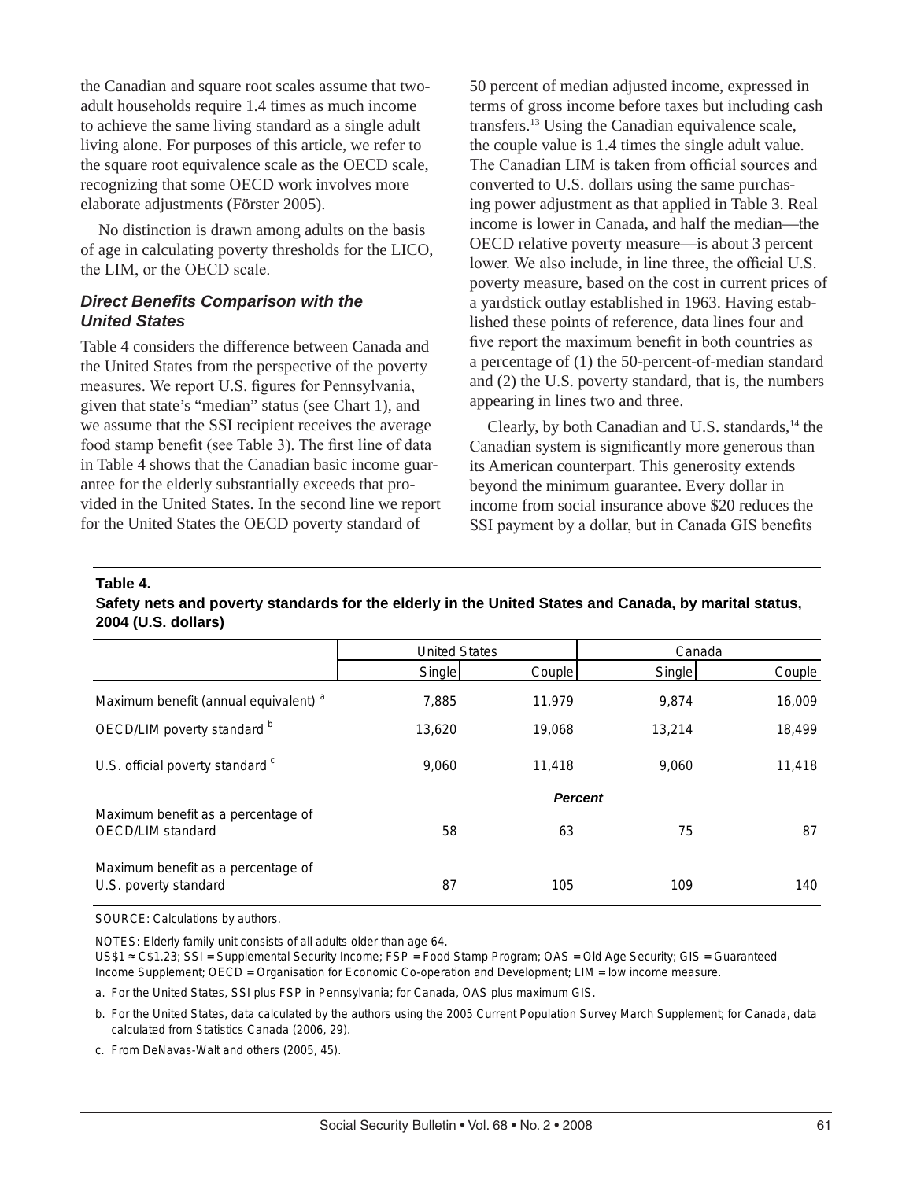the Canadian and square root scales assume that two-adult households require 1.4 times as much income to achieve the same living standard as a single adult living alone. For purposes of this article, we refer to the square root equivalence scale as the OECD scale, recognizing that some OECD work involves more elaborate adjustments (Förster 2005).

No distinction is drawn among adults on the basis of age in calculating poverty thresholds for the LICO, the LIM, or the OECD scale.

### *Direct Benefits Comparison with the United States*

Table 4 considers the difference between Canada and the United States from the perspective of the poverty measures. We report U.S. figures for Pennsylvania, given that state's "median" status (see Chart 1), and we assume that the SSI recipient receives the average food stamp benefit (see Table 3). The first line of data in Table 4 shows that the Canadian basic income guarantee for the elderly substantially exceeds that provided in the United States. In the second line we report for the United States the OECD poverty standard of 50 percent of median adjusted income, expressed in terms of gross income before taxes but including cash transfers.[13] Using the Canadian equivalence scale, the couple value is 1.4 times the single adult value. The Canadian LIM is taken from official sources and converted to U.S. dollars using the same purchasing power adjustment as that applied in Table 3. Real income is lower in Canada, and half the median—the OECD relative poverty measure—is about 3 percent lower. We also include, in line three, the official U.S. poverty measure, based on the cost in current prices of a yardstick outlay established in 1963. Having established these points of reference, data lines four and five report the maximum benefit in both countries as a percentage of (1) the 50-percent-of-median standard and (2) the U.S. poverty standard, that is, the numbers appearing in lines two and three.

Clearly, by both Canadian and U.S. standards,[14] the Canadian system is significantly more generous than its American counterpart. This generosity extends beyond the minimum guarantee. Every dollar in income from social insurance above $20 reduces the SSI payment by a dollar, but in Canada GIS benefits

**Table 4.**
**Safety nets and poverty standards for the elderly in the United States and Canada, by marital status, 2004 (U.S. dollars)**

| | United States | | Canada | |
|---|---|---|---|---|
| | Single | Couple | Single | Couple |
| Maximum benefit (annual equivalent) [a] | 7,885 | 11,979 | 9,874 | 16,009 |
| OECD/LIM poverty standard [b] | 13,620 | 19,068 | 13,214 | 18,499 |
| U.S. official poverty standard [c] | 9,060 | 11,418 | 9,060 | 11,418 |
| | ***Percent*** | | | |
| Maximum benefit as a percentage of OECD/LIM standard | 58 | 63 | 75 | 87 |
| Maximum benefit as a percentage of U.S. poverty standard | 87 | 105 | 109 | 140 |

SOURCE: Calculations by authors.

NOTES: Elderly family unit consists of all adults older than age 64.
US$1 ≈ C$1.23; SSI = Supplemental Security Income; FSP = Food Stamp Program; OAS = Old Age Security; GIS = Guaranteed Income Supplement; OECD = Organisation for Economic Co-operation and Development; LIM = low income measure.

a. For the United States, SSI plus FSP in Pennsylvania; for Canada, OAS plus maximum GIS.

b. For the United States, data calculated by the authors using the 2005 Current Population Survey March Supplement; for Canada, data calculated from Statistics Canada (2006, 29).

c. From DeNavas-Walt and others (2005, 45).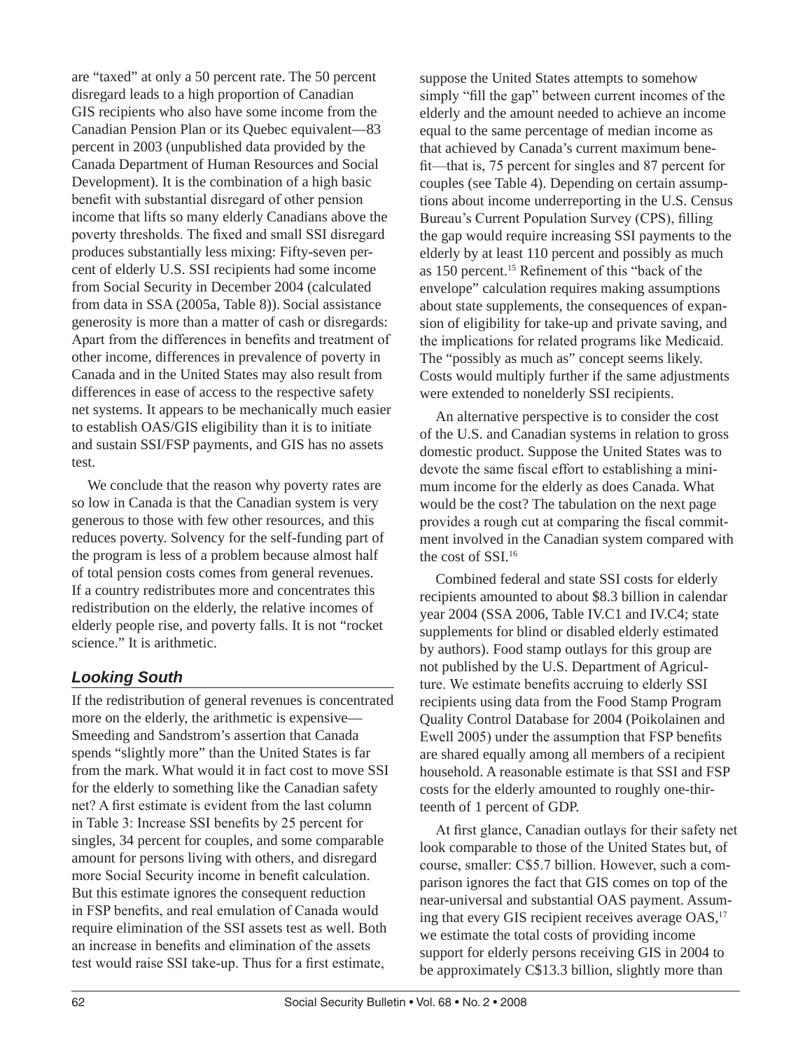are "taxed" at only a 50 percent rate. The 50 percent disregard leads to a high proportion of Canadian GIS recipients who also have some income from the Canadian Pension Plan or its Quebec equivalent—83 percent in 2003 (unpublished data provided by the Canada Department of Human Resources and Social Development). It is the combination of a high basic benefit with substantial disregard of other pension income that lifts so many elderly Canadians above the poverty thresholds. The fixed and small SSI disregard produces substantially less mixing: Fifty-seven percent of elderly U.S. SSI recipients had some income from Social Security in December 2004 (calculated from data in SSA (2005a, Table 8)). Social assistance generosity is more than a matter of cash or disregards: Apart from the differences in benefits and treatment of other income, differences in prevalence of poverty in Canada and in the United States may also result from differences in ease of access to the respective safety net systems. It appears to be mechanically much easier to establish OAS/GIS eligibility than it is to initiate and sustain SSI/FSP payments, and GIS has no assets test.

We conclude that the reason why poverty rates are so low in Canada is that the Canadian system is very generous to those with few other resources, and this reduces poverty. Solvency for the self-funding part of the program is less of a problem because almost half of total pension costs comes from general revenues. If a country redistributes more and concentrates this redistribution on the elderly, the relative incomes of elderly people rise, and poverty falls. It is not "rocket science." It is arithmetic.

## *Looking South*

If the redistribution of general revenues is concentrated more on the elderly, the arithmetic is expensive—Smeeding and Sandstrom's assertion that Canada spends "slightly more" than the United States is far from the mark. What would it in fact cost to move SSI for the elderly to something like the Canadian safety net? A first estimate is evident from the last column in Table 3: Increase SSI benefits by 25 percent for singles, 34 percent for couples, and some comparable amount for persons living with others, and disregard more Social Security income in benefit calculation. But this estimate ignores the consequent reduction in FSP benefits, and real emulation of Canada would require elimination of the SSI assets test as well. Both an increase in benefits and elimination of the assets test would raise SSI take-up. Thus for a first estimate, suppose the United States attempts to somehow simply "fill the gap" between current incomes of the elderly and the amount needed to achieve an income equal to the same percentage of median income as that achieved by Canada's current maximum benefit—that is, 75 percent for singles and 87 percent for couples (see Table 4). Depending on certain assumptions about income underreporting in the U.S. Census Bureau's Current Population Survey (CPS), filling the gap would require increasing SSI payments to the elderly by at least 110 percent and possibly as much as 150 percent.[15] Refinement of this "back of the envelope" calculation requires making assumptions about state supplements, the consequences of expansion of eligibility for take-up and private saving, and the implications for related programs like Medicaid. The "possibly as much as" concept seems likely. Costs would multiply further if the same adjustments were extended to nonelderly SSI recipients.

An alternative perspective is to consider the cost of the U.S. and Canadian systems in relation to gross domestic product. Suppose the United States was to devote the same fiscal effort to establishing a minimum income for the elderly as does Canada. What would be the cost? The tabulation on the next page provides a rough cut at comparing the fiscal commitment involved in the Canadian system compared with the cost of SSI.[16]

Combined federal and state SSI costs for elderly recipients amounted to about $8.3 billion in calendar year 2004 (SSA 2006, Table IV.C1 and IV.C4; state supplements for blind or disabled elderly estimated by authors). Food stamp outlays for this group are not published by the U.S. Department of Agriculture. We estimate benefits accruing to elderly SSI recipients using data from the Food Stamp Program Quality Control Database for 2004 (Poikolainen and Ewell 2005) under the assumption that FSP benefits are shared equally among all members of a recipient household. A reasonable estimate is that SSI and FSP costs for the elderly amounted to roughly one-thirteenth of 1 percent of GDP.

At first glance, Canadian outlays for their safety net look comparable to those of the United States but, of course, smaller: C$5.7 billion. However, such a comparison ignores the fact that GIS comes on top of the near-universal and substantial OAS payment. Assuming that every GIS recipient receives average OAS,[17] we estimate the total costs of providing income support for elderly persons receiving GIS in 2004 to be approximately C$13.3 billion, slightly more than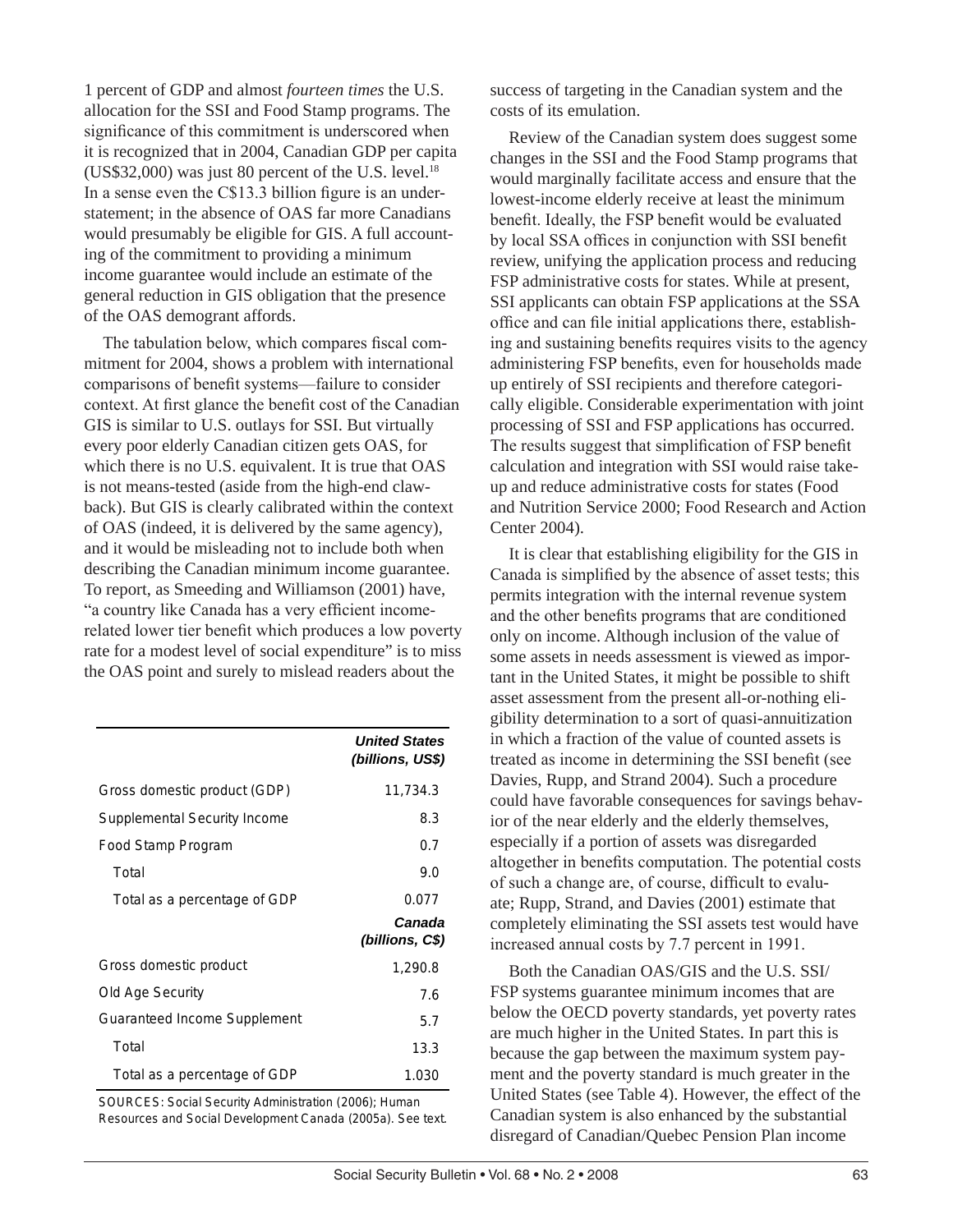1 percent of GDP and almost *fourteen times* the U.S. allocation for the SSI and Food Stamp programs. The significance of this commitment is underscored when it is recognized that in 2004, Canadian GDP per capita (US$32,000) was just 80 percent of the U.S. level.[18] In a sense even the C$13.3 billion figure is an understatement; in the absence of OAS far more Canadians would presumably be eligible for GIS. A full accounting of the commitment to providing a minimum income guarantee would include an estimate of the general reduction in GIS obligation that the presence of the OAS demogrant affords.

The tabulation below, which compares fiscal commitment for 2004, shows a problem with international comparisons of benefit systems—failure to consider context. At first glance the benefit cost of the Canadian GIS is similar to U.S. outlays for SSI. But virtually every poor elderly Canadian citizen gets OAS, for which there is no U.S. equivalent. It is true that OAS is not means-tested (aside from the high-end clawback). But GIS is clearly calibrated within the context of OAS (indeed, it is delivered by the same agency), and it would be misleading not to include both when describing the Canadian minimum income guarantee. To report, as Smeeding and Williamson (2001) have, "a country like Canada has a very efficient income-related lower tier benefit which produces a low poverty rate for a modest level of social expenditure" is to miss the OAS point and surely to mislead readers about the success of targeting in the Canadian system and the costs of its emulation.

| | ***United States (billions, US$)*** |
|---|---|
| Gross domestic product (GDP) | 11,734.3 |
| Supplemental Security Income | 8.3 |
| Food Stamp Program | 0.7 |
| Total | 9.0 |
| Total as a percentage of GDP | 0.077 |
| | ***Canada (billions, C$)*** |
| Gross domestic product | 1,290.8 |
| Old Age Security | 7.6 |
| Guaranteed Income Supplement | 5.7 |
| Total | 13.3 |
| Total as a percentage of GDP | 1.030 |

SOURCES: Social Security Administration (2006); Human Resources and Social Development Canada (2005a). See text.

Review of the Canadian system does suggest some changes in the SSI and the Food Stamp programs that would marginally facilitate access and ensure that the lowest-income elderly receive at least the minimum benefit. Ideally, the FSP benefit would be evaluated by local SSA offices in conjunction with SSI benefit review, unifying the application process and reducing FSP administrative costs for states. While at present, SSI applicants can obtain FSP applications at the SSA office and can file initial applications there, establishing and sustaining benefits requires visits to the agency administering FSP benefits, even for households made up entirely of SSI recipients and therefore categorically eligible. Considerable experimentation with joint processing of SSI and FSP applications has occurred. The results suggest that simplification of FSP benefit calculation and integration with SSI would raise take-up and reduce administrative costs for states (Food and Nutrition Service 2000; Food Research and Action Center 2004).

It is clear that establishing eligibility for the GIS in Canada is simplified by the absence of asset tests; this permits integration with the internal revenue system and the other benefits programs that are conditioned only on income. Although inclusion of the value of some assets in needs assessment is viewed as important in the United States, it might be possible to shift asset assessment from the present all-or-nothing eligibility determination to a sort of quasi-annuitization in which a fraction of the value of counted assets is treated as income in determining the SSI benefit (see Davies, Rupp, and Strand 2004). Such a procedure could have favorable consequences for savings behavior of the near elderly and the elderly themselves, especially if a portion of assets was disregarded altogether in benefits computation. The potential costs of such a change are, of course, difficult to evaluate; Rupp, Strand, and Davies (2001) estimate that completely eliminating the SSI assets test would have increased annual costs by 7.7 percent in 1991.

Both the Canadian OAS/GIS and the U.S. SSI/FSP systems guarantee minimum incomes that are below the OECD poverty standards, yet poverty rates are much higher in the United States. In part this is because the gap between the maximum system payment and the poverty standard is much greater in the United States (see Table 4). However, the effect of the Canadian system is also enhanced by the substantial disregard of Canadian/Quebec Pension Plan income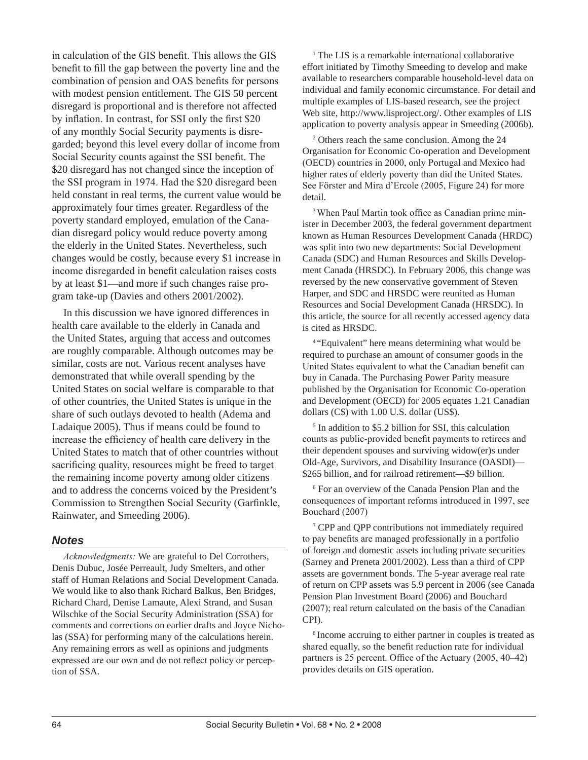in calculation of the GIS benefit. This allows the GIS benefit to fill the gap between the poverty line and the combination of pension and OAS benefits for persons with modest pension entitlement. The GIS 50 percent disregard is proportional and is therefore not affected by inflation. In contrast, for SSI only the first $20 of any monthly Social Security payments is disregarded; beyond this level every dollar of income from Social Security counts against the SSI benefit. The $20 disregard has not changed since the inception of the SSI program in 1974. Had the $20 disregard been held constant in real terms, the current value would be approximately four times greater. Regardless of the poverty standard employed, emulation of the Canadian disregard policy would reduce poverty among the elderly in the United States. Nevertheless, such changes would be costly, because every $1 increase in income disregarded in benefit calculation raises costs by at least $1—and more if such changes raise program take-up (Davies and others 2001/2002).

In this discussion we have ignored differences in health care available to the elderly in Canada and the United States, arguing that access and outcomes are roughly comparable. Although outcomes may be similar, costs are not. Various recent analyses have demonstrated that while overall spending by the United States on social welfare is comparable to that of other countries, the United States is unique in the share of such outlays devoted to health (Adema and Ladaique 2005). Thus if means could be found to increase the efficiency of health care delivery in the United States to match that of other countries without sacrificing quality, resources might be freed to target the remaining income poverty among older citizens and to address the concerns voiced by the President's Commission to Strengthen Social Security (Garfinkle, Rainwater, and Smeeding 2006).

## Notes

*Acknowledgments:* We are grateful to Del Corrothers, Denis Dubuc, Josée Perreault, Judy Smelters, and other staff of Human Relations and Social Development Canada. We would like to also thank Richard Balkus, Ben Bridges, Richard Chard, Denise Lamaute, Alexi Strand, and Susan Wilschke of the Social Security Administration (SSA) for comments and corrections on earlier drafts and Joyce Nicholas (SSA) for performing many of the calculations herein. Any remaining errors as well as opinions and judgments expressed are our own and do not reflect policy or perception of SSA.

[1] The LIS is a remarkable international collaborative effort initiated by Timothy Smeeding to develop and make available to researchers comparable household-level data on individual and family economic circumstance. For detail and multiple examples of LIS-based research, see the project Web site, http://www.lisproject.org/. Other examples of LIS application to poverty analysis appear in Smeeding (2006b).

[2] Others reach the same conclusion. Among the 24 Organisation for Economic Co-operation and Development (OECD) countries in 2000, only Portugal and Mexico had higher rates of elderly poverty than did the United States. See Förster and Mira d'Ercole (2005, Figure 24) for more detail.

[3] When Paul Martin took office as Canadian prime minister in December 2003, the federal government department known as Human Resources Development Canada (HRDC) was split into two new departments: Social Development Canada (SDC) and Human Resources and Skills Development Canada (HRSDC). In February 2006, this change was reversed by the new conservative government of Steven Harper, and SDC and HRSDC were reunited as Human Resources and Social Development Canada (HRSDC). In this article, the source for all recently accessed agency data is cited as HRSDC.

[4] "Equivalent" here means determining what would be required to purchase an amount of consumer goods in the United States equivalent to what the Canadian benefit can buy in Canada. The Purchasing Power Parity measure published by the Organisation for Economic Co-operation and Development (OECD) for 2005 equates 1.21 Canadian dollars (C$) with 1.00 U.S. dollar (US$).

[5] In addition to $5.2 billion for SSI, this calculation counts as public-provided benefit payments to retirees and their dependent spouses and surviving widow(er)s under Old-Age, Survivors, and Disability Insurance (OASDI)—$265 billion, and for railroad retirement—$9 billion.

[6] For an overview of the Canada Pension Plan and the consequences of important reforms introduced in 1997, see Bouchard (2007)

[7] CPP and QPP contributions not immediately required to pay benefits are managed professionally in a portfolio of foreign and domestic assets including private securities (Sarney and Preneta 2001/2002). Less than a third of CPP assets are government bonds. The 5-year average real rate of return on CPP assets was 5.9 percent in 2006 (see Canada Pension Plan Investment Board (2006) and Bouchard (2007); real return calculated on the basis of the Canadian CPI).

[8] Income accruing to either partner in couples is treated as shared equally, so the benefit reduction rate for individual partners is 25 percent. Office of the Actuary (2005, 40–42) provides details on GIS operation.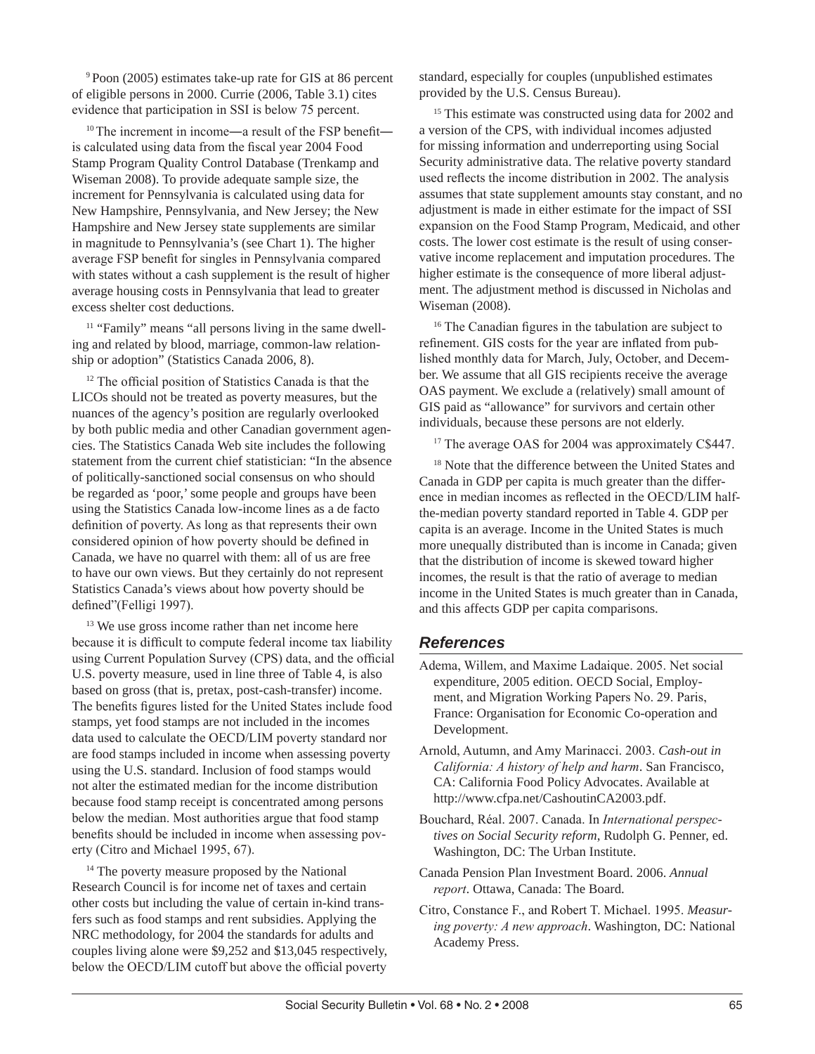[9] Poon (2005) estimates take-up rate for GIS at 86 percent of eligible persons in 2000. Currie (2006, Table 3.1) cites evidence that participation in SSI is below 75 percent.

[10] The increment in income—a result of the FSP benefit—is calculated using data from the fiscal year 2004 Food Stamp Program Quality Control Database (Trenkamp and Wiseman 2008). To provide adequate sample size, the increment for Pennsylvania is calculated using data for New Hampshire, Pennsylvania, and New Jersey; the New Hampshire and New Jersey state supplements are similar in magnitude to Pennsylvania's (see Chart 1). The higher average FSP benefit for singles in Pennsylvania compared with states without a cash supplement is the result of higher average housing costs in Pennsylvania that lead to greater excess shelter cost deductions.

[11] "Family" means "all persons living in the same dwelling and related by blood, marriage, common-law relationship or adoption" (Statistics Canada 2006, 8).

[12] The official position of Statistics Canada is that the LICOs should not be treated as poverty measures, but the nuances of the agency's position are regularly overlooked by both public media and other Canadian government agencies. The Statistics Canada Web site includes the following statement from the current chief statistician: "In the absence of politically-sanctioned social consensus on who should be regarded as 'poor,' some people and groups have been using the Statistics Canada low-income lines as a de facto definition of poverty. As long as that represents their own considered opinion of how poverty should be defined in Canada, we have no quarrel with them: all of us are free to have our own views. But they certainly do not represent Statistics Canada's views about how poverty should be defined"(Felligi 1997).

[13] We use gross income rather than net income here because it is difficult to compute federal income tax liability using Current Population Survey (CPS) data, and the official U.S. poverty measure, used in line three of Table 4, is also based on gross (that is, pretax, post-cash-transfer) income. The benefits figures listed for the United States include food stamps, yet food stamps are not included in the incomes data used to calculate the OECD/LIM poverty standard nor are food stamps included in income when assessing poverty using the U.S. standard. Inclusion of food stamps would not alter the estimated median for the income distribution because food stamp receipt is concentrated among persons below the median. Most authorities argue that food stamp benefits should be included in income when assessing poverty (Citro and Michael 1995, 67).

[14] The poverty measure proposed by the National Research Council is for income net of taxes and certain other costs but including the value of certain in-kind transfers such as food stamps and rent subsidies. Applying the NRC methodology, for 2004 the standards for adults and couples living alone were \$9,252 and \$13,045 respectively, below the OECD/LIM cutoff but above the official poverty standard, especially for couples (unpublished estimates provided by the U.S. Census Bureau).

[15] This estimate was constructed using data for 2002 and a version of the CPS, with individual incomes adjusted for missing information and underreporting using Social Security administrative data. The relative poverty standard used reflects the income distribution in 2002. The analysis assumes that state supplement amounts stay constant, and no adjustment is made in either estimate for the impact of SSI expansion on the Food Stamp Program, Medicaid, and other costs. The lower cost estimate is the result of using conservative income replacement and imputation procedures. The higher estimate is the consequence of more liberal adjustment. The adjustment method is discussed in Nicholas and Wiseman (2008).

[16] The Canadian figures in the tabulation are subject to refinement. GIS costs for the year are inflated from published monthly data for March, July, October, and December. We assume that all GIS recipients receive the average OAS payment. We exclude a (relatively) small amount of GIS paid as "allowance" for survivors and certain other individuals, because these persons are not elderly.

[17] The average OAS for 2004 was approximately C\$447.

[18] Note that the difference between the United States and Canada in GDP per capita is much greater than the difference in median incomes as reflected in the OECD/LIM half-the-median poverty standard reported in Table 4. GDP per capita is an average. Income in the United States is much more unequally distributed than is income in Canada; given that the distribution of income is skewed toward higher incomes, the result is that the ratio of average to median income in the United States is much greater than in Canada, and this affects GDP per capita comparisons.

## References

Adema, Willem, and Maxime Ladaique. 2005. Net social expenditure, 2005 edition. OECD Social, Employment, and Migration Working Papers No. 29. Paris, France: Organisation for Economic Co-operation and Development.

Arnold, Autumn, and Amy Marinacci. 2003. *Cash-out in California: A history of help and harm*. San Francisco, CA: California Food Policy Advocates. Available at http://www.cfpa.net/CashoutinCA2003.pdf.

Bouchard, Réal. 2007. Canada. In *International perspectives on Social Security reform*, Rudolph G. Penner, ed. Washington, DC: The Urban Institute.

Canada Pension Plan Investment Board. 2006. *Annual report*. Ottawa, Canada: The Board.

Citro, Constance F., and Robert T. Michael. 1995. *Measuring poverty: A new approach*. Washington, DC: National Academy Press.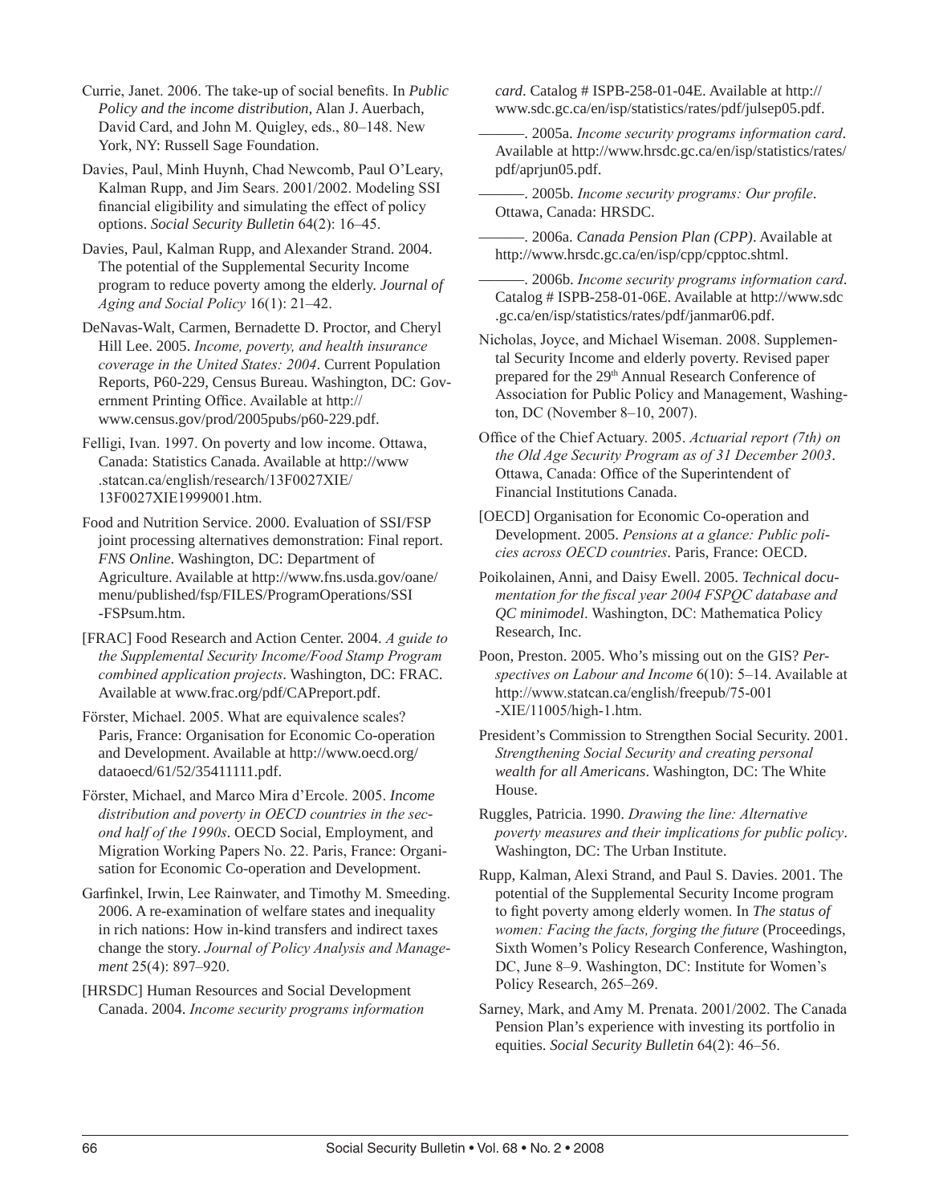Currie, Janet. 2006. The take-up of social benefits. In *Public Policy and the income distribution*, Alan J. Auerbach, David Card, and John M. Quigley, eds., 80–148. New York, NY: Russell Sage Foundation.

Davies, Paul, Minh Huynh, Chad Newcomb, Paul O'Leary, Kalman Rupp, and Jim Sears. 2001/2002. Modeling SSI financial eligibility and simulating the effect of policy options. *Social Security Bulletin* 64(2): 16–45.

Davies, Paul, Kalman Rupp, and Alexander Strand. 2004. The potential of the Supplemental Security Income program to reduce poverty among the elderly. *Journal of Aging and Social Policy* 16(1): 21–42.

DeNavas-Walt, Carmen, Bernadette D. Proctor, and Cheryl Hill Lee. 2005. *Income, poverty, and health insurance coverage in the United States: 2004*. Current Population Reports, P60-229, Census Bureau. Washington, DC: Government Printing Office. Available at http://www.census.gov/prod/2005pubs/p60-229.pdf.

Felligi, Ivan. 1997. On poverty and low income. Ottawa, Canada: Statistics Canada. Available at http://www.statcan.ca/english/research/13F0027XIE/13F0027XIE1999001.htm.

Food and Nutrition Service. 2000. Evaluation of SSI/FSP joint processing alternatives demonstration: Final report. *FNS Online*. Washington, DC: Department of Agriculture. Available at http://www.fns.usda.gov/oane/menu/published/fsp/FILES/ProgramOperations/SSI-FSPsum.htm.

[FRAC] Food Research and Action Center. 2004. *A guide to the Supplemental Security Income/Food Stamp Program combined application projects*. Washington, DC: FRAC. Available at www.frac.org/pdf/CAPreport.pdf.

Förster, Michael. 2005. What are equivalence scales? Paris, France: Organisation for Economic Co-operation and Development. Available at http://www.oecd.org/dataoecd/61/52/35411111.pdf.

Förster, Michael, and Marco Mira d'Ercole. 2005. *Income distribution and poverty in OECD countries in the second half of the 1990s*. OECD Social, Employment, and Migration Working Papers No. 22. Paris, France: Organisation for Economic Co-operation and Development.

Garfinkel, Irwin, Lee Rainwater, and Timothy M. Smeeding. 2006. A re-examination of welfare states and inequality in rich nations: How in-kind transfers and indirect taxes change the story. *Journal of Policy Analysis and Management* 25(4): 897–920.

[HRSDC] Human Resources and Social Development Canada. 2004. *Income security programs information card*. Catalog # ISPB-258-01-04E. Available at http://www.sdc.gc.ca/en/isp/statistics/rates/pdf/julsep05.pdf.

———. 2005a. *Income security programs information card*. Available at http://www.hrsdc.gc.ca/en/isp/statistics/rates/pdf/aprjun05.pdf.

———. 2005b. *Income security programs: Our profile*. Ottawa, Canada: HRSDC.

———. 2006a. *Canada Pension Plan (CPP)*. Available at http://www.hrsdc.gc.ca/en/isp/cpp/cpptoc.shtml.

———. 2006b. *Income security programs information card*. Catalog # ISPB-258-01-06E. Available at http://www.sdc.gc.ca/en/isp/statistics/rates/pdf/janmar06.pdf.

Nicholas, Joyce, and Michael Wiseman. 2008. Supplemental Security Income and elderly poverty. Revised paper prepared for the 29th Annual Research Conference of Association for Public Policy and Management, Washington, DC (November 8–10, 2007).

Office of the Chief Actuary. 2005. *Actuarial report (7th) on the Old Age Security Program as of 31 December 2003*. Ottawa, Canada: Office of the Superintendent of Financial Institutions Canada.

[OECD] Organisation for Economic Co-operation and Development. 2005. *Pensions at a glance: Public policies across OECD countries*. Paris, France: OECD.

Poikolainen, Anni, and Daisy Ewell. 2005. *Technical documentation for the fiscal year 2004 FSPQC database and QC minimodel*. Washington, DC: Mathematica Policy Research, Inc.

Poon, Preston. 2005. Who's missing out on the GIS? *Perspectives on Labour and Income* 6(10): 5–14. Available at http://www.statcan.ca/english/freepub/75-001-XIE/11005/high-1.htm.

President's Commission to Strengthen Social Security. 2001. *Strengthening Social Security and creating personal wealth for all Americans*. Washington, DC: The White House.

Ruggles, Patricia. 1990. *Drawing the line: Alternative poverty measures and their implications for public policy*. Washington, DC: The Urban Institute.

Rupp, Kalman, Alexi Strand, and Paul S. Davies. 2001. The potential of the Supplemental Security Income program to fight poverty among elderly women. In *The status of women: Facing the facts, forging the future* (Proceedings, Sixth Women's Policy Research Conference, Washington, DC, June 8–9. Washington, DC: Institute for Women's Policy Research, 265–269.

Sarney, Mark, and Amy M. Prenata. 2001/2002. The Canada Pension Plan's experience with investing its portfolio in equities. *Social Security Bulletin* 64(2): 46–56.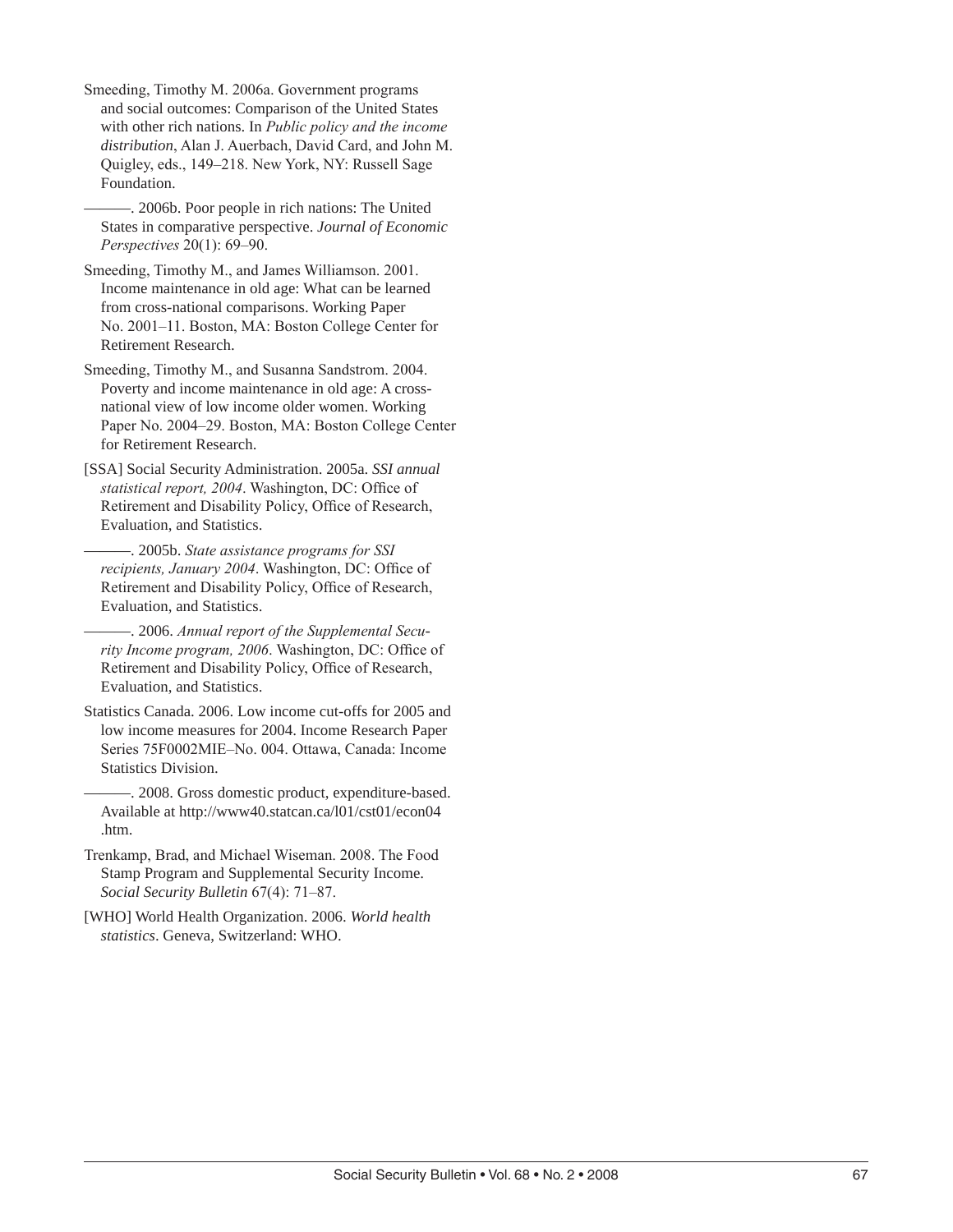Smeeding, Timothy M. 2006a. Government programs and social outcomes: Comparison of the United States with other rich nations. In *Public policy and the income distribution*, Alan J. Auerbach, David Card, and John M. Quigley, eds., 149–218. New York, NY: Russell Sage Foundation.

———. 2006b. Poor people in rich nations: The United States in comparative perspective. *Journal of Economic Perspectives* 20(1): 69–90.

Smeeding, Timothy M., and James Williamson. 2001. Income maintenance in old age: What can be learned from cross-national comparisons. Working Paper No. 2001–11. Boston, MA: Boston College Center for Retirement Research.

Smeeding, Timothy M., and Susanna Sandstrom. 2004. Poverty and income maintenance in old age: A cross-national view of low income older women. Working Paper No. 2004–29. Boston, MA: Boston College Center for Retirement Research.

[SSA] Social Security Administration. 2005a. *SSI annual statistical report, 2004*. Washington, DC: Office of Retirement and Disability Policy, Office of Research, Evaluation, and Statistics.

———. 2005b. *State assistance programs for SSI recipients, January 2004*. Washington, DC: Office of Retirement and Disability Policy, Office of Research, Evaluation, and Statistics.

———. 2006. *Annual report of the Supplemental Security Income program, 2006*. Washington, DC: Office of Retirement and Disability Policy, Office of Research, Evaluation, and Statistics.

Statistics Canada. 2006. Low income cut-offs for 2005 and low income measures for 2004. Income Research Paper Series 75F0002MIE–No. 004. Ottawa, Canada: Income Statistics Division.

———. 2008. Gross domestic product, expenditure-based. Available at http://www40.statcan.ca/l01/cst01/econ04.htm.

Trenkamp, Brad, and Michael Wiseman. 2008. The Food Stamp Program and Supplemental Security Income. *Social Security Bulletin* 67(4): 71–87.

[WHO] World Health Organization. 2006. *World health statistics*. Geneva, Switzerland: WHO.